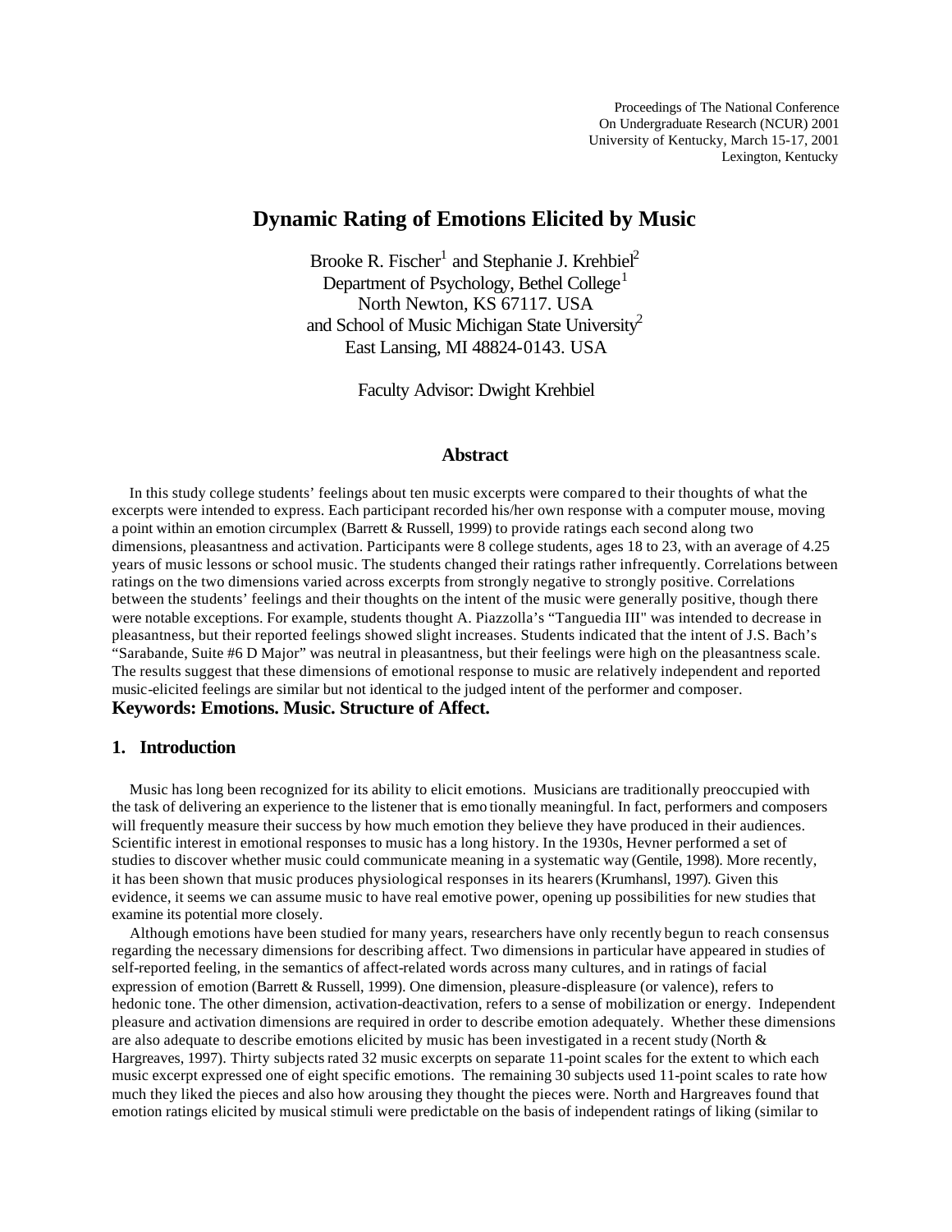Proceedings of The National Conference
On Undergraduate Research (NCUR) 2001
University of Kentucky, March 15-17, 2001
Lexington, Kentucky

# Dynamic Rating of Emotions Elicited by Music

Brooke R. Fischer[1] and Stephanie J. Krehbiel[2]
Department of Psychology, Bethel College[1]
North Newton, KS 67117. USA
and School of Music Michigan State University[2]
East Lansing, MI 48824-0143. USA

Faculty Advisor: Dwight Krehbiel

## Abstract

In this study college students' feelings about ten music excerpts were compared to their thoughts of what the excerpts were intended to express. Each participant recorded his/her own response with a computer mouse, moving a point within an emotion circumplex (Barrett & Russell, 1999) to provide ratings each second along two dimensions, pleasantness and activation. Participants were 8 college students, ages 18 to 23, with an average of 4.25 years of music lessons or school music. The students changed their ratings rather infrequently. Correlations between ratings on the two dimensions varied across excerpts from strongly negative to strongly positive. Correlations between the students' feelings and their thoughts on the intent of the music were generally positive, though there were notable exceptions. For example, students thought A. Piazzolla's "Tanguedia III" was intended to decrease in pleasantness, but their reported feelings showed slight increases. Students indicated that the intent of J.S. Bach's "Sarabande, Suite #6 D Major" was neutral in pleasantness, but their feelings were high on the pleasantness scale. The results suggest that these dimensions of emotional response to music are relatively independent and reported music-elicited feelings are similar but not identical to the judged intent of the performer and composer.

**Keywords: Emotions. Music. Structure of Affect.**

## 1. Introduction

Music has long been recognized for its ability to elicit emotions. Musicians are traditionally preoccupied with the task of delivering an experience to the listener that is emotionally meaningful. In fact, performers and composers will frequently measure their success by how much emotion they believe they have produced in their audiences. Scientific interest in emotional responses to music has a long history. In the 1930s, Hevner performed a set of studies to discover whether music could communicate meaning in a systematic way (Gentile, 1998). More recently, it has been shown that music produces physiological responses in its hearers (Krumhansl, 1997). Given this evidence, it seems we can assume music to have real emotive power, opening up possibilities for new studies that examine its potential more closely.

Although emotions have been studied for many years, researchers have only recently begun to reach consensus regarding the necessary dimensions for describing affect. Two dimensions in particular have appeared in studies of self-reported feeling, in the semantics of affect-related words across many cultures, and in ratings of facial expression of emotion (Barrett & Russell, 1999). One dimension, pleasure-displeasure (or valence), refers to hedonic tone. The other dimension, activation-deactivation, refers to a sense of mobilization or energy. Independent pleasure and activation dimensions are required in order to describe emotion adequately. Whether these dimensions are also adequate to describe emotions elicited by music has been investigated in a recent study (North & Hargreaves, 1997). Thirty subjects rated 32 music excerpts on separate 11-point scales for the extent to which each music excerpt expressed one of eight specific emotions. The remaining 30 subjects used 11-point scales to rate how much they liked the pieces and also how arousing they thought the pieces were. North and Hargreaves found that emotion ratings elicited by musical stimuli were predictable on the basis of independent ratings of liking (similar to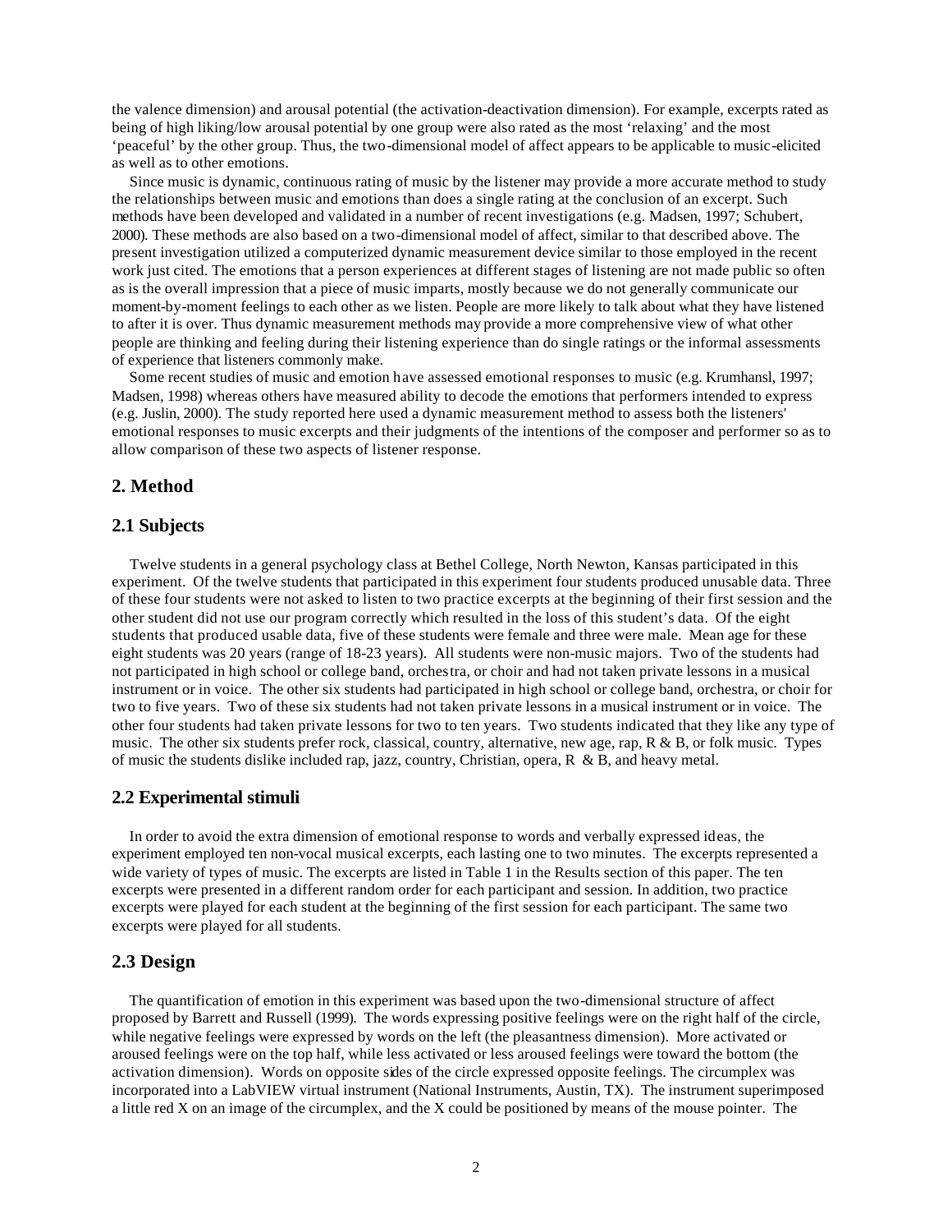the valence dimension) and arousal potential (the activation-deactivation dimension). For example, excerpts rated as being of high liking/low arousal potential by one group were also rated as the most 'relaxing' and the most 'peaceful' by the other group. Thus, the two-dimensional model of affect appears to be applicable to music-elicited as well as to other emotions.

Since music is dynamic, continuous rating of music by the listener may provide a more accurate method to study the relationships between music and emotions than does a single rating at the conclusion of an excerpt. Such methods have been developed and validated in a number of recent investigations (e.g. Madsen, 1997; Schubert, 2000). These methods are also based on a two-dimensional model of affect, similar to that described above. The present investigation utilized a computerized dynamic measurement device similar to those employed in the recent work just cited. The emotions that a person experiences at different stages of listening are not made public so often as is the overall impression that a piece of music imparts, mostly because we do not generally communicate our moment-by-moment feelings to each other as we listen. People are more likely to talk about what they have listened to after it is over. Thus dynamic measurement methods may provide a more comprehensive view of what other people are thinking and feeling during their listening experience than do single ratings or the informal assessments of experience that listeners commonly make.

Some recent studies of music and emotion have assessed emotional responses to music (e.g. Krumhansl, 1997; Madsen, 1998) whereas others have measured ability to decode the emotions that performers intended to express (e.g. Juslin, 2000). The study reported here used a dynamic measurement method to assess both the listeners' emotional responses to music excerpts and their judgments of the intentions of the composer and performer so as to allow comparison of these two aspects of listener response.

## 2. Method

### 2.1 Subjects

Twelve students in a general psychology class at Bethel College, North Newton, Kansas participated in this experiment. Of the twelve students that participated in this experiment four students produced unusable data. Three of these four students were not asked to listen to two practice excerpts at the beginning of their first session and the other student did not use our program correctly which resulted in the loss of this student's data. Of the eight students that produced usable data, five of these students were female and three were male. Mean age for these eight students was 20 years (range of 18-23 years). All students were non-music majors. Two of the students had not participated in high school or college band, orchestra, or choir and had not taken private lessons in a musical instrument or in voice. The other six students had participated in high school or college band, orchestra, or choir for two to five years. Two of these six students had not taken private lessons in a musical instrument or in voice. The other four students had taken private lessons for two to ten years. Two students indicated that they like any type of music. The other six students prefer rock, classical, country, alternative, new age, rap, R & B, or folk music. Types of music the students dislike included rap, jazz, country, Christian, opera, R & B, and heavy metal.

### 2.2 Experimental stimuli

In order to avoid the extra dimension of emotional response to words and verbally expressed ideas, the experiment employed ten non-vocal musical excerpts, each lasting one to two minutes. The excerpts represented a wide variety of types of music. The excerpts are listed in Table 1 in the Results section of this paper. The ten excerpts were presented in a different random order for each participant and session. In addition, two practice excerpts were played for each student at the beginning of the first session for each participant. The same two excerpts were played for all students.

### 2.3 Design

The quantification of emotion in this experiment was based upon the two-dimensional structure of affect proposed by Barrett and Russell (1999). The words expressing positive feelings were on the right half of the circle, while negative feelings were expressed by words on the left (the pleasantness dimension). More activated or aroused feelings were on the top half, while less activated or less aroused feelings were toward the bottom (the activation dimension). Words on opposite sides of the circle expressed opposite feelings. The circumplex was incorporated into a LabVIEW virtual instrument (National Instruments, Austin, TX). The instrument superimposed a little red X on an image of the circumplex, and the X could be positioned by means of the mouse pointer. The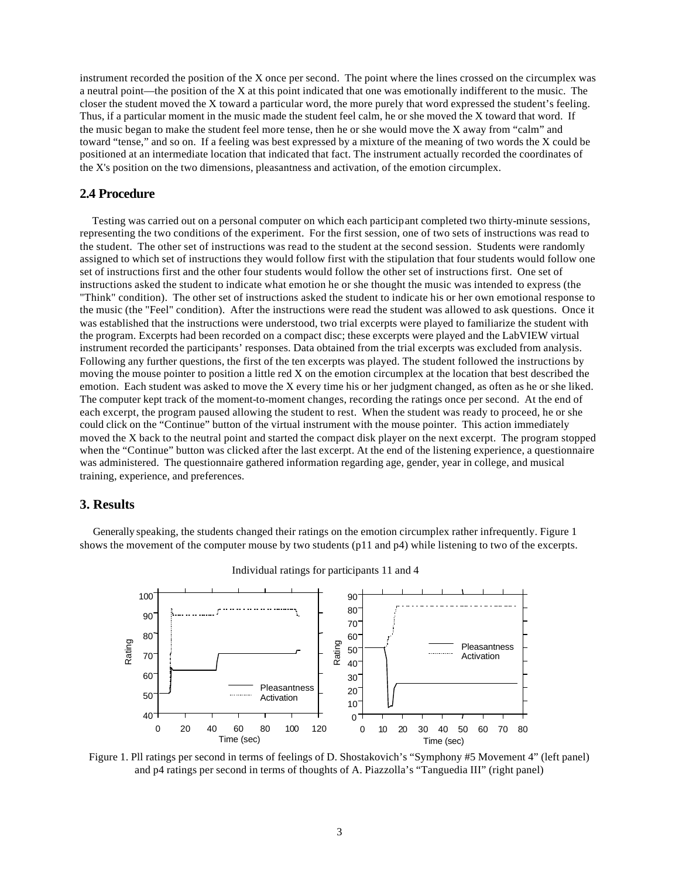instrument recorded the position of the X once per second. The point where the lines crossed on the circumplex was a neutral point—the position of the X at this point indicated that one was emotionally indifferent to the music. The closer the student moved the X toward a particular word, the more purely that word expressed the student's feeling. Thus, if a particular moment in the music made the student feel calm, he or she moved the X toward that word. If the music began to make the student feel more tense, then he or she would move the X away from "calm" and toward "tense," and so on. If a feeling was best expressed by a mixture of the meaning of two words the X could be positioned at an intermediate location that indicated that fact. The instrument actually recorded the coordinates of the X's position on the two dimensions, pleasantness and activation, of the emotion circumplex.

## 2.4 Procedure

Testing was carried out on a personal computer on which each participant completed two thirty-minute sessions, representing the two conditions of the experiment. For the first session, one of two sets of instructions was read to the student. The other set of instructions was read to the student at the second session. Students were randomly assigned to which set of instructions they would follow first with the stipulation that four students would follow one set of instructions first and the other four students would follow the other set of instructions first. One set of instructions asked the student to indicate what emotion he or she thought the music was intended to express (the "Think" condition). The other set of instructions asked the student to indicate his or her own emotional response to the music (the "Feel" condition). After the instructions were read the student was allowed to ask questions. Once it was established that the instructions were understood, two trial excerpts were played to familiarize the student with the program. Excerpts had been recorded on a compact disc; these excerpts were played and the LabVIEW virtual instrument recorded the participants' responses. Data obtained from the trial excerpts was excluded from analysis. Following any further questions, the first of the ten excerpts was played. The student followed the instructions by moving the mouse pointer to position a little red X on the emotion circumplex at the location that best described the emotion. Each student was asked to move the X every time his or her judgment changed, as often as he or she liked. The computer kept track of the moment-to-moment changes, recording the ratings once per second. At the end of each excerpt, the program paused allowing the student to rest. When the student was ready to proceed, he or she could click on the "Continue" button of the virtual instrument with the mouse pointer. This action immediately moved the X back to the neutral point and started the compact disk player on the next excerpt. The program stopped when the "Continue" button was clicked after the last excerpt. At the end of the listening experience, a questionnaire was administered. The questionnaire gathered information regarding age, gender, year in college, and musical training, experience, and preferences.

## 3. Results

Generally speaking, the students changed their ratings on the emotion circumplex rather infrequently. Figure 1 shows the movement of the computer mouse by two students (p11 and p4) while listening to two of the excerpts.

Individual ratings for participants 11 and 4

Figure 1. Pll ratings per second in terms of feelings of D. Shostakovich's "Symphony #5 Movement 4" (left panel) and p4 ratings per second in terms of thoughts of A. Piazzolla's "Tanguedia III" (right panel)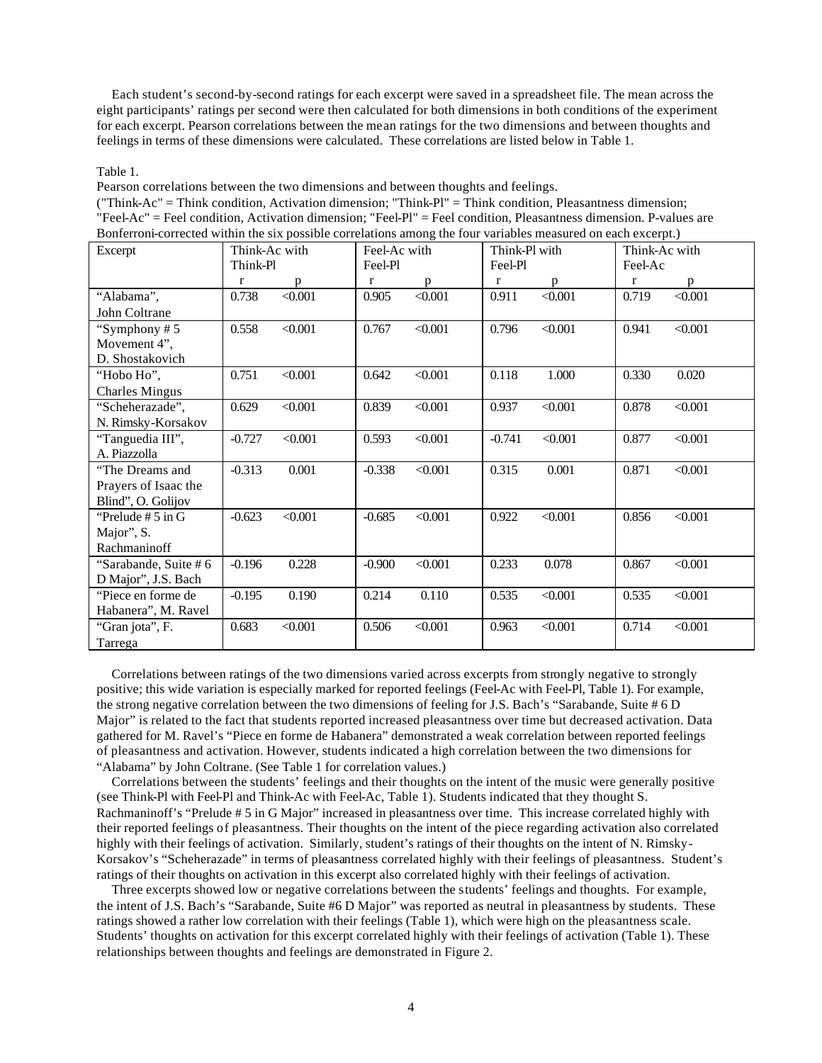Each student's second-by-second ratings for each excerpt were saved in a spreadsheet file. The mean across the eight participants' ratings per second were then calculated for both dimensions in both conditions of the experiment for each excerpt. Pearson correlations between the mean ratings for the two dimensions and between thoughts and feelings in terms of these dimensions were calculated. These correlations are listed below in Table 1.

Table 1.

Pearson correlations between the two dimensions and between thoughts and feelings.

("Think-Ac" = Think condition, Activation dimension; "Think-Pl" = Think condition, Pleasantness dimension; "Feel-Ac" = Feel condition, Activation dimension; "Feel-Pl" = Feel condition, Pleasantness dimension. P-values are Bonferroni-corrected within the six possible correlations among the four variables measured on each excerpt.)

| Excerpt | Think-Ac with Think-Pl | | Feel-Ac with Feel-Pl | | Think-Pl with Feel-Pl | | Think-Ac with Feel-Ac | |
|---|---|---|---|---|---|---|---|---|
| | r | p | r | p | r | p | r | p |
| "Alabama", John Coltrane | 0.738 | <0.001 | 0.905 | <0.001 | 0.911 | <0.001 | 0.719 | <0.001 |
| "Symphony # 5 Movement 4", D. Shostakovich | 0.558 | <0.001 | 0.767 | <0.001 | 0.796 | <0.001 | 0.941 | <0.001 |
| "Hobo Ho", Charles Mingus | 0.751 | <0.001 | 0.642 | <0.001 | 0.118 | 1.000 | 0.330 | 0.020 |
| "Scheherazade", N. Rimsky-Korsakov | 0.629 | <0.001 | 0.839 | <0.001 | 0.937 | <0.001 | 0.878 | <0.001 |
| "Tanguedia III", A. Piazzolla | -0.727 | <0.001 | 0.593 | <0.001 | -0.741 | <0.001 | 0.877 | <0.001 |
| "The Dreams and Prayers of Isaac the Blind", O. Golijov | -0.313 | 0.001 | -0.338 | <0.001 | 0.315 | 0.001 | 0.871 | <0.001 |
| "Prelude # 5 in G Major", S. Rachmaninoff | -0.623 | <0.001 | -0.685 | <0.001 | 0.922 | <0.001 | 0.856 | <0.001 |
| "Sarabande, Suite # 6 D Major", J.S. Bach | -0.196 | 0.228 | -0.900 | <0.001 | 0.233 | 0.078 | 0.867 | <0.001 |
| "Piece en forme de Habanera", M. Ravel | -0.195 | 0.190 | 0.214 | 0.110 | 0.535 | <0.001 | 0.535 | <0.001 |
| "Gran jota", F. Tarrega | 0.683 | <0.001 | 0.506 | <0.001 | 0.963 | <0.001 | 0.714 | <0.001 |

Correlations between ratings of the two dimensions varied across excerpts from strongly negative to strongly positive; this wide variation is especially marked for reported feelings (Feel-Ac with Feel-Pl, Table 1). For example, the strong negative correlation between the two dimensions of feeling for J.S. Bach's "Sarabande, Suite # 6 D Major" is related to the fact that students reported increased pleasantness over time but decreased activation. Data gathered for M. Ravel's "Piece en forme de Habanera" demonstrated a weak correlation between reported feelings of pleasantness and activation. However, students indicated a high correlation between the two dimensions for "Alabama" by John Coltrane. (See Table 1 for correlation values.)

Correlations between the students' feelings and their thoughts on the intent of the music were generally positive (see Think-Pl with Feel-Pl and Think-Ac with Feel-Ac, Table 1). Students indicated that they thought S. Rachmaninoff's "Prelude # 5 in G Major" increased in pleasantness over time. This increase correlated highly with their reported feelings of pleasantness. Their thoughts on the intent of the piece regarding activation also correlated highly with their feelings of activation. Similarly, student's ratings of their thoughts on the intent of N. Rimsky-Korsakov's "Scheherazade" in terms of pleasantness correlated highly with their feelings of pleasantness. Student's ratings of their thoughts on activation in this excerpt also correlated highly with their feelings of activation.

Three excerpts showed low or negative correlations between the students' feelings and thoughts. For example, the intent of J.S. Bach's "Sarabande, Suite #6 D Major" was reported as neutral in pleasantness by students. These ratings showed a rather low correlation with their feelings (Table 1), which were high on the pleasantness scale. Students' thoughts on activation for this excerpt correlated highly with their feelings of activation (Table 1). These relationships between thoughts and feelings are demonstrated in Figure 2.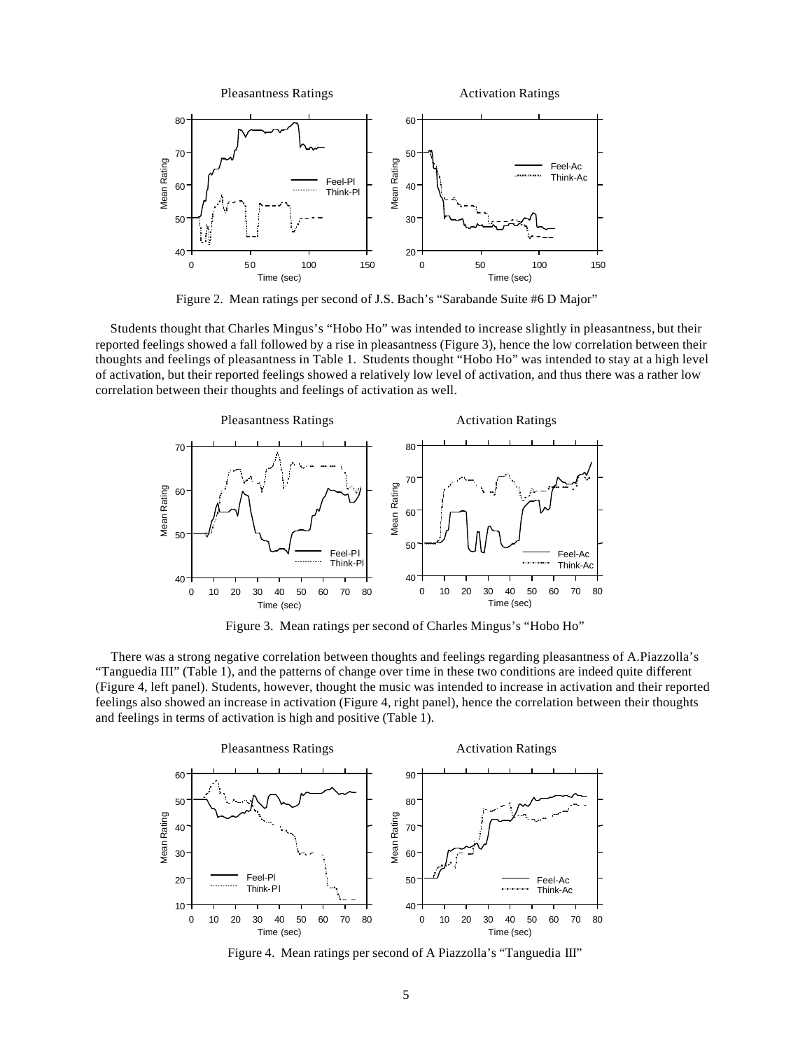Figure 2. Mean ratings per second of J.S. Bach's "Sarabande Suite #6 D Major"

Students thought that Charles Mingus's "Hobo Ho" was intended to increase slightly in pleasantness, but their reported feelings showed a fall followed by a rise in pleasantness (Figure 3), hence the low correlation between their thoughts and feelings of pleasantness in Table 1. Students thought "Hobo Ho" was intended to stay at a high level of activation, but their reported feelings showed a relatively low level of activation, and thus there was a rather low correlation between their thoughts and feelings of activation as well.

Figure 3. Mean ratings per second of Charles Mingus's "Hobo Ho"

There was a strong negative correlation between thoughts and feelings regarding pleasantness of A.Piazzolla's "Tanguedia III" (Table 1), and the patterns of change over time in these two conditions are indeed quite different (Figure 4, left panel). Students, however, thought the music was intended to increase in activation and their reported feelings also showed an increase in activation (Figure 4, right panel), hence the correlation between their thoughts and feelings in terms of activation is high and positive (Table 1).

Figure 4. Mean ratings per second of A Piazzolla's "Tanguedia III"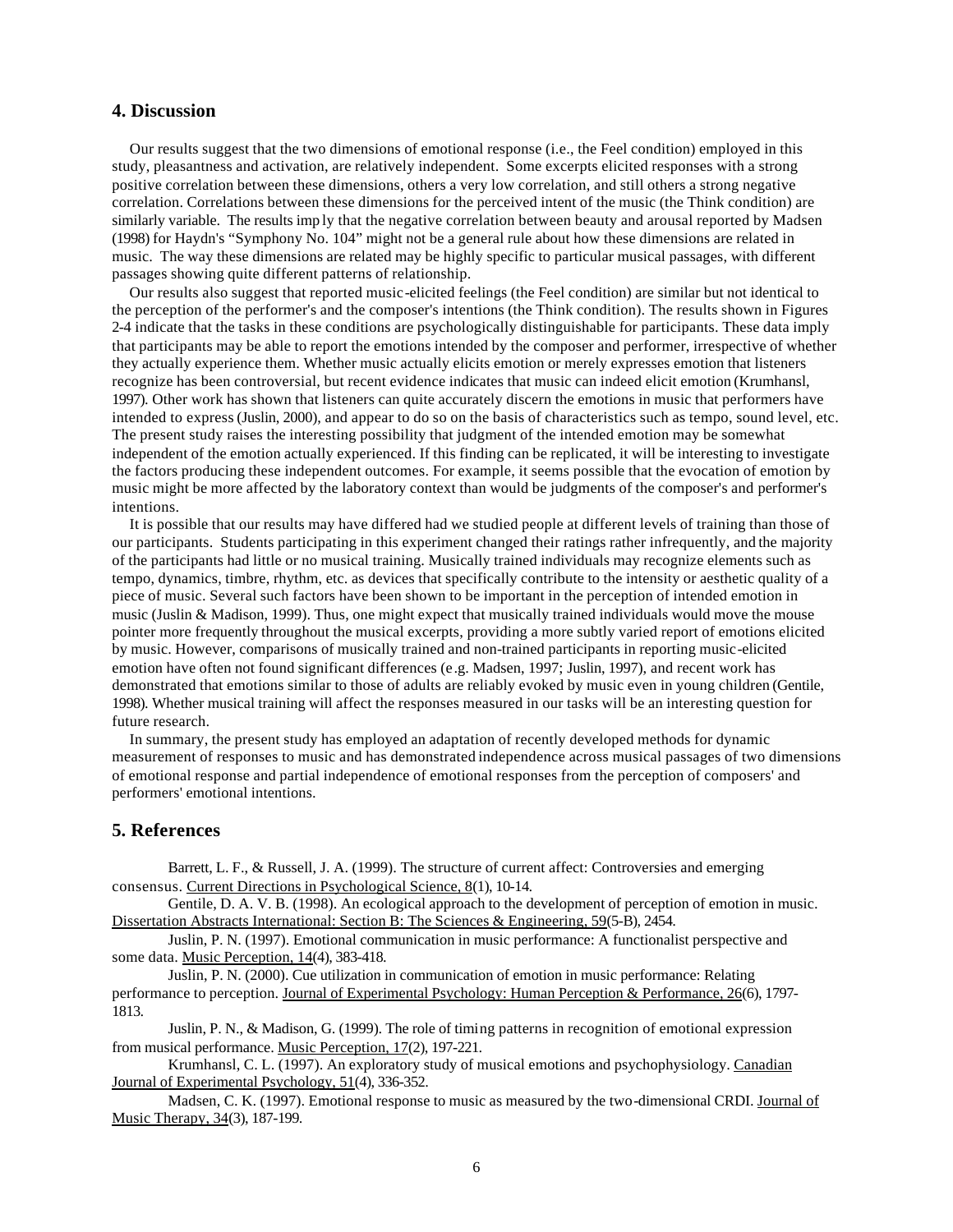## 4. Discussion

Our results suggest that the two dimensions of emotional response (i.e., the Feel condition) employed in this study, pleasantness and activation, are relatively independent. Some excerpts elicited responses with a strong positive correlation between these dimensions, others a very low correlation, and still others a strong negative correlation. Correlations between these dimensions for the perceived intent of the music (the Think condition) are similarly variable. The results imp ly that the negative correlation between beauty and arousal reported by Madsen (1998) for Haydn's "Symphony No. 104" might not be a general rule about how these dimensions are related in music. The way these dimensions are related may be highly specific to particular musical passages, with different passages showing quite different patterns of relationship.

Our results also suggest that reported music-elicited feelings (the Feel condition) are similar but not identical to the perception of the performer's and the composer's intentions (the Think condition). The results shown in Figures 2-4 indicate that the tasks in these conditions are psychologically distinguishable for participants. These data imply that participants may be able to report the emotions intended by the composer and performer, irrespective of whether they actually experience them. Whether music actually elicits emotion or merely expresses emotion that listeners recognize has been controversial, but recent evidence indicates that music can indeed elicit emotion (Krumhansl, 1997). Other work has shown that listeners can quite accurately discern the emotions in music that performers have intended to express (Juslin, 2000), and appear to do so on the basis of characteristics such as tempo, sound level, etc. The present study raises the interesting possibility that judgment of the intended emotion may be somewhat independent of the emotion actually experienced. If this finding can be replicated, it will be interesting to investigate the factors producing these independent outcomes. For example, it seems possible that the evocation of emotion by music might be more affected by the laboratory context than would be judgments of the composer's and performer's intentions.

It is possible that our results may have differed had we studied people at different levels of training than those of our participants. Students participating in this experiment changed their ratings rather infrequently, and the majority of the participants had little or no musical training. Musically trained individuals may recognize elements such as tempo, dynamics, timbre, rhythm, etc. as devices that specifically contribute to the intensity or aesthetic quality of a piece of music. Several such factors have been shown to be important in the perception of intended emotion in music (Juslin & Madison, 1999). Thus, one might expect that musically trained individuals would move the mouse pointer more frequently throughout the musical excerpts, providing a more subtly varied report of emotions elicited by music. However, comparisons of musically trained and non-trained participants in reporting music-elicited emotion have often not found significant differences (e.g. Madsen, 1997; Juslin, 1997), and recent work has demonstrated that emotions similar to those of adults are reliably evoked by music even in young children (Gentile, 1998). Whether musical training will affect the responses measured in our tasks will be an interesting question for future research.

In summary, the present study has employed an adaptation of recently developed methods for dynamic measurement of responses to music and has demonstrated independence across musical passages of two dimensions of emotional response and partial independence of emotional responses from the perception of composers' and performers' emotional intentions.

## 5. References

Barrett, L. F., & Russell, J. A. (1999). The structure of current affect: Controversies and emerging consensus. Current Directions in Psychological Science, 8(1), 10-14.

Gentile, D. A. V. B. (1998). An ecological approach to the development of perception of emotion in music. Dissertation Abstracts International: Section B: The Sciences & Engineering, 59(5-B), 2454.

Juslin, P. N. (1997). Emotional communication in music performance: A functionalist perspective and some data. Music Perception, 14(4), 383-418.

Juslin, P. N. (2000). Cue utilization in communication of emotion in music performance: Relating performance to perception. Journal of Experimental Psychology: Human Perception & Performance, 26(6), 1797-1813.

Juslin, P. N., & Madison, G. (1999). The role of timing patterns in recognition of emotional expression from musical performance. Music Perception, 17(2), 197-221.

Krumhansl, C. L. (1997). An exploratory study of musical emotions and psychophysiology. Canadian Journal of Experimental Psychology, 51(4), 336-352.

Madsen, C. K. (1997). Emotional response to music as measured by the two-dimensional CRDI. Journal of Music Therapy, 34(3), 187-199.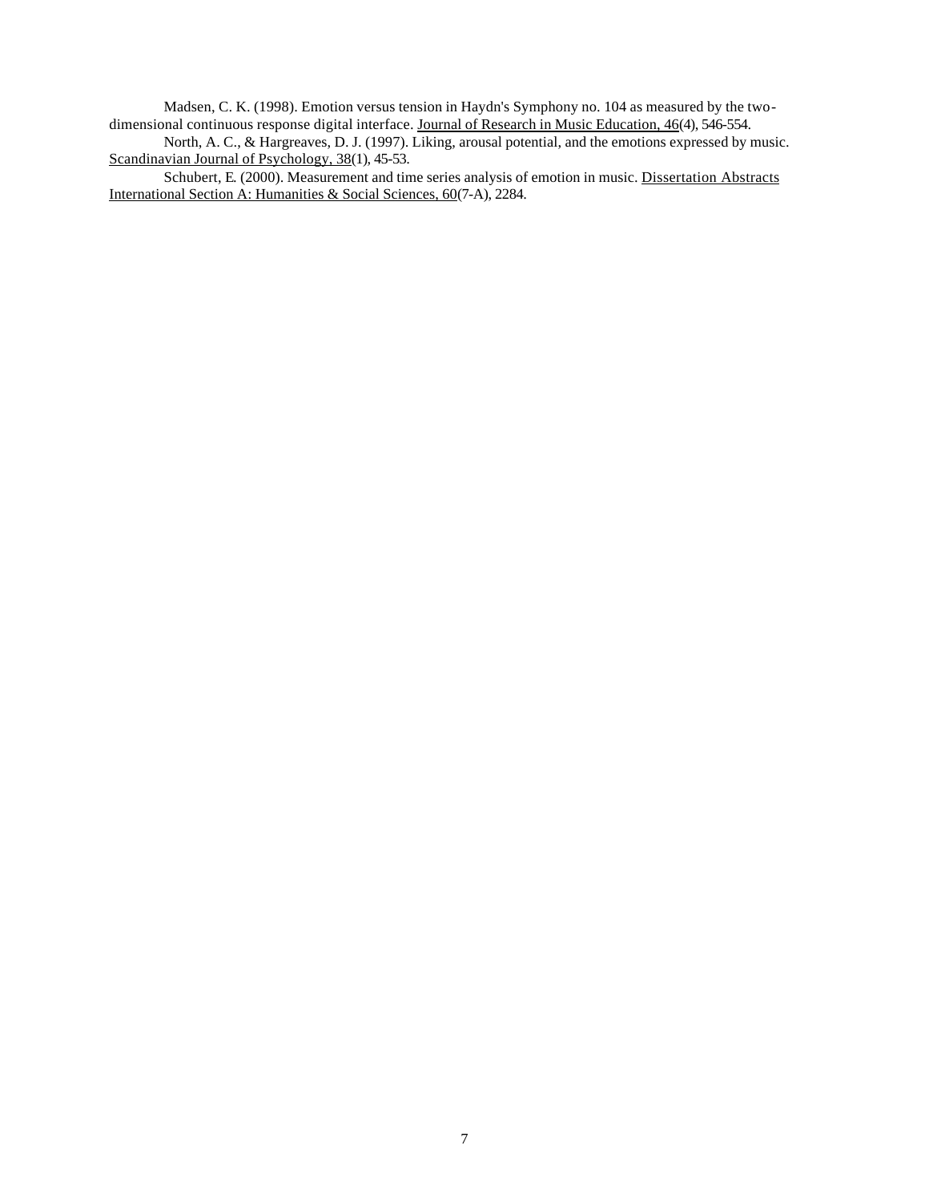Madsen, C. K. (1998). Emotion versus tension in Haydn's Symphony no. 104 as measured by the two-dimensional continuous response digital interface. Journal of Research in Music Education, 46(4), 546-554.

North, A. C., & Hargreaves, D. J. (1997). Liking, arousal potential, and the emotions expressed by music. Scandinavian Journal of Psychology, 38(1), 45-53.

Schubert, E. (2000). Measurement and time series analysis of emotion in music. Dissertation Abstracts International Section A: Humanities & Social Sciences, 60(7-A), 2284.